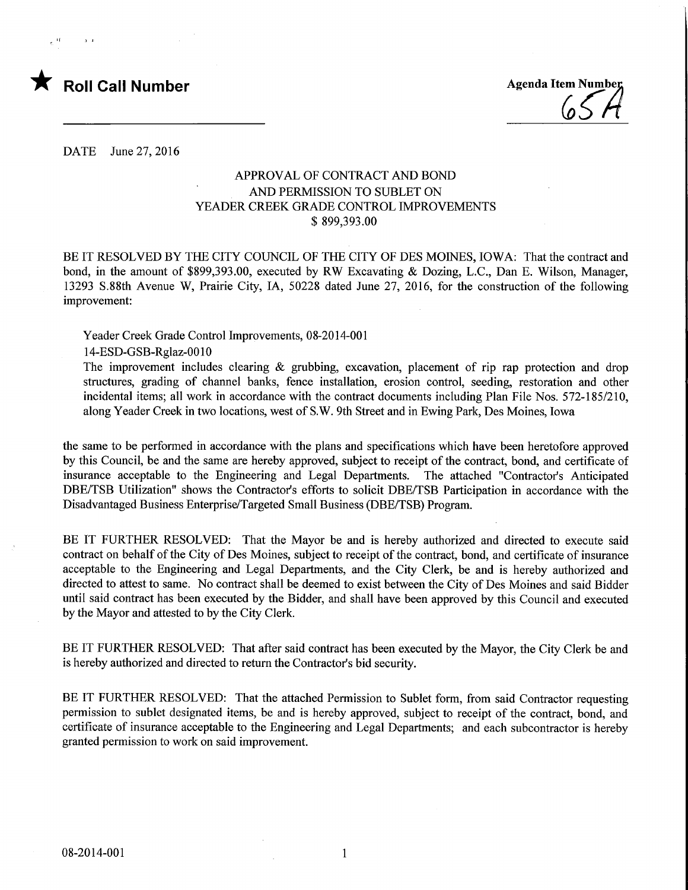★ **Roll Call Number**

Agenda Item Number
65A

DATE June 27, 2016

## APPROVAL OF CONTRACT AND BOND AND PERMISSION TO SUBLET ON YEADER CREEK GRADE CONTROL IMPROVEMENTS $ 899,393.00

BE IT RESOLVED BY THE CITY COUNCIL OF THE CITY OF DES MOINES, IOWA: That the contract and bond, in the amount of $899,393.00, executed by RW Excavating & Dozing, L.C., Dan E. Wilson, Manager, 13293 S.88th Avenue W, Prairie City, IA, 50228 dated June 27, 2016, for the construction of the following improvement:

Yeader Creek Grade Control Improvements, 08-2014-001
14-ESD-GSB-Rglaz-0010
The improvement includes clearing & grubbing, excavation, placement of rip rap protection and drop structures, grading of channel banks, fence installation, erosion control, seeding, restoration and other incidental items; all work in accordance with the contract documents including Plan File Nos. 572-185/210, along Yeader Creek in two locations, west of S.W. 9th Street and in Ewing Park, Des Moines, Iowa

the same to be performed in accordance with the plans and specifications which have been heretofore approved by this Council, be and the same are hereby approved, subject to receipt of the contract, bond, and certificate of insurance acceptable to the Engineering and Legal Departments. The attached "Contractor's Anticipated DBE/TSB Utilization" shows the Contractor's efforts to solicit DBE/TSB Participation in accordance with the Disadvantaged Business Enterprise/Targeted Small Business (DBE/TSB) Program.

BE IT FURTHER RESOLVED: That the Mayor be and is hereby authorized and directed to execute said contract on behalf of the City of Des Moines, subject to receipt of the contract, bond, and certificate of insurance acceptable to the Engineering and Legal Departments, and the City Clerk, be and is hereby authorized and directed to attest to same. No contract shall be deemed to exist between the City of Des Moines and said Bidder until said contract has been executed by the Bidder, and shall have been approved by this Council and executed by the Mayor and attested to by the City Clerk.

BE IT FURTHER RESOLVED: That after said contract has been executed by the Mayor, the City Clerk be and is hereby authorized and directed to return the Contractor's bid security.

BE IT FURTHER RESOLVED: That the attached Permission to Sublet form, from said Contractor requesting permission to sublet designated items, be and is hereby approved, subject to receipt of the contract, bond, and certificate of insurance acceptable to the Engineering and Legal Departments; and each subcontractor is hereby granted permission to work on said improvement.

08-2014-001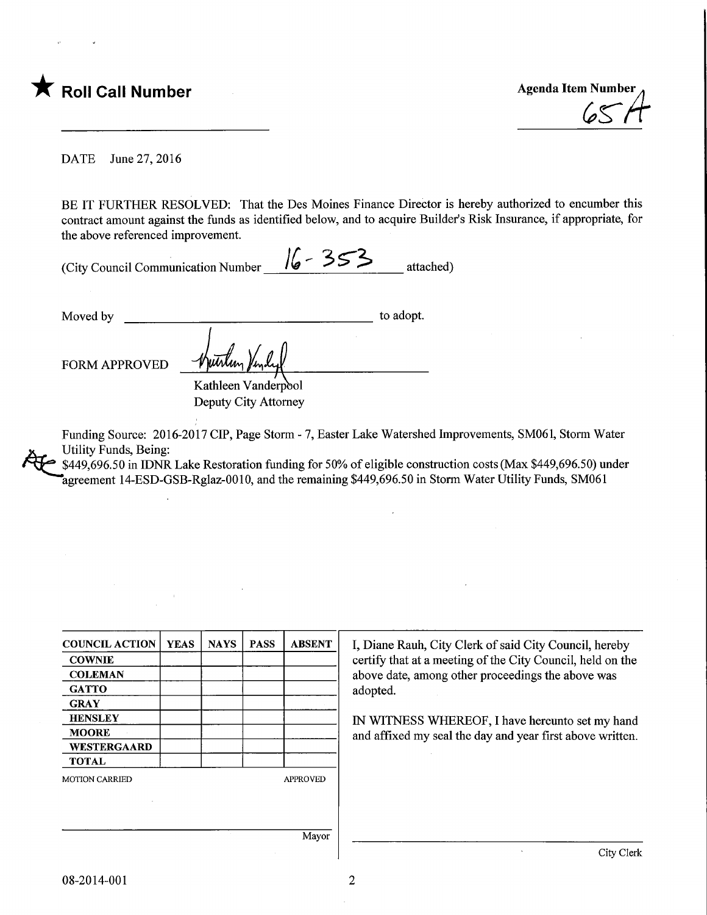★ **Roll Call Number**

**Agenda Item Number**
65A

DATE June 27, 2016

BE IT FURTHER RESOLVED: That the Des Moines Finance Director is hereby authorized to encumber this contract amount against the funds as identified below, and to acquire Builder's Risk Insurance, if appropriate, for the above referenced improvement.

(City Council Communication Number 16-353 attached)

Moved by ______________________ to adopt.

FORM APPROVED

Kathleen Vanderpool
Deputy City Attorney

Funding Source: 2016-2017 CIP, Page Storm - 7, Easter Lake Watershed Improvements, SM061, Storm Water Utility Funds, Being:
$449,696.50 in IDNR Lake Restoration funding for 50% of eligible construction costs (Max $449,696.50) under agreement 14-ESD-GSB-Rglaz-0010, and the remaining $449,696.50 in Storm Water Utility Funds, SM061

| COUNCIL ACTION | YEAS | NAYS | PASS | ABSENT |
|---|---|---|---|---|
| COWNIE | | | | |
| COLEMAN | | | | |
| GATTO | | | | |
| GRAY | | | | |
| HENSLEY | | | | |
| MOORE | | | | |
| WESTERGAARD | | | | |
| TOTAL | | | | |

MOTION CARRIED APPROVED

Mayor

I, Diane Rauh, City Clerk of said City Council, hereby certify that at a meeting of the City Council, held on the above date, among other proceedings the above was adopted.

IN WITNESS WHEREOF, I have hereunto set my hand and affixed my seal the day and year first above written.

City Clerk

08-2014-001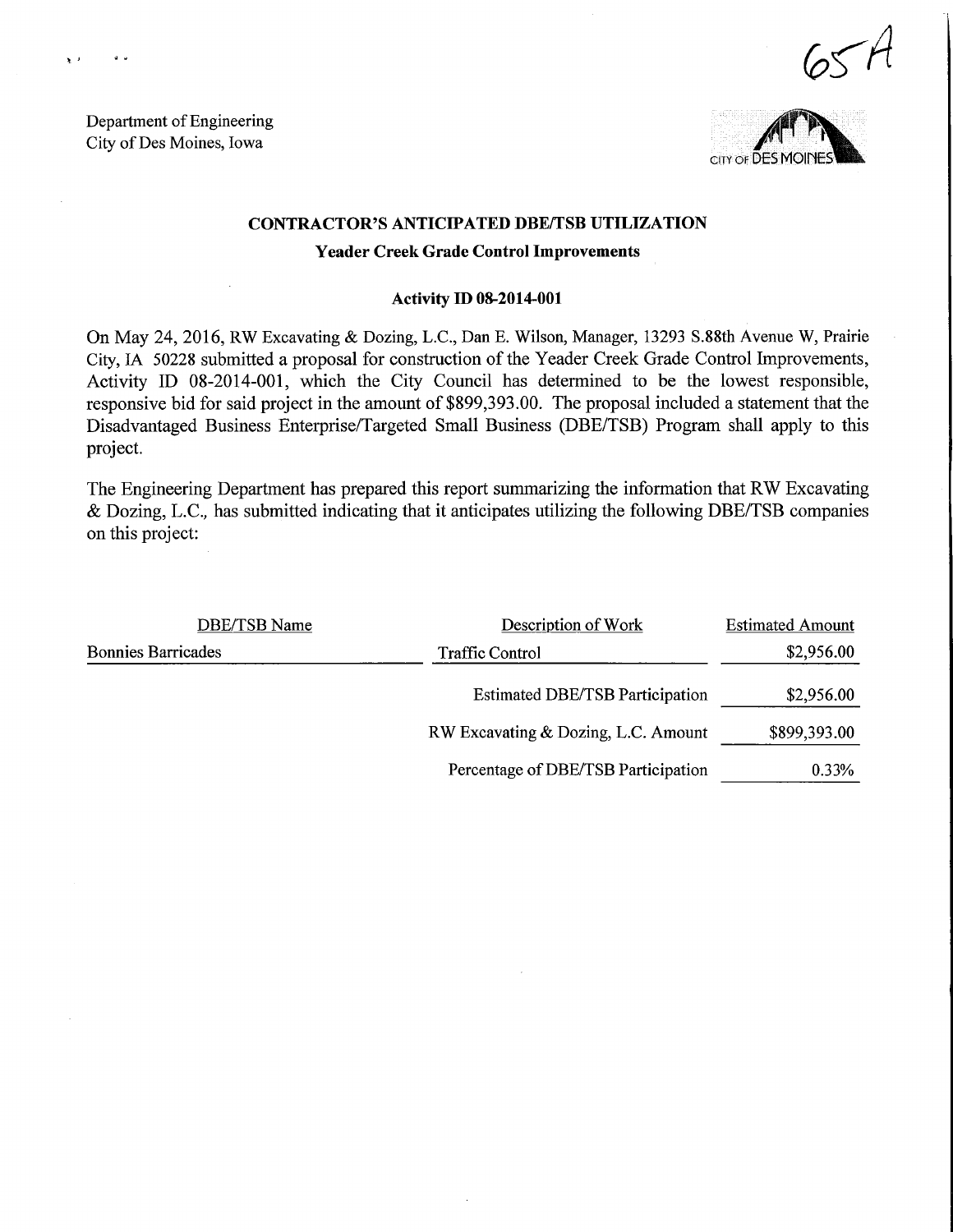65A

Department of Engineering
City of Des Moines, Iowa

CITY OF DES MOINES

## CONTRACTOR'S ANTICIPATED DBE/TSB UTILIZATION

### Yeader Creek Grade Control Improvements

### Activity ID 08-2014-001

On May 24, 2016, RW Excavating & Dozing, L.C., Dan E. Wilson, Manager, 13293 S.88th Avenue W, Prairie City, IA 50228 submitted a proposal for construction of the Yeader Creek Grade Control Improvements, Activity ID 08-2014-001, which the City Council has determined to be the lowest responsible, responsive bid for said project in the amount of $899,393.00. The proposal included a statement that the Disadvantaged Business Enterprise/Targeted Small Business (DBE/TSB) Program shall apply to this project.

The Engineering Department has prepared this report summarizing the information that RW Excavating & Dozing, L.C., has submitted indicating that it anticipates utilizing the following DBE/TSB companies on this project:

| DBE/TSB Name | Description of Work | Estimated Amount |
|---|---|---|
| Bonnies Barricades | Traffic Control | $2,956.00 |
| | Estimated DBE/TSB Participation | $2,956.00 |
| | RW Excavating & Dozing, L.C. Amount | $899,393.00 |
| | Percentage of DBE/TSB Participation | 0.33% |